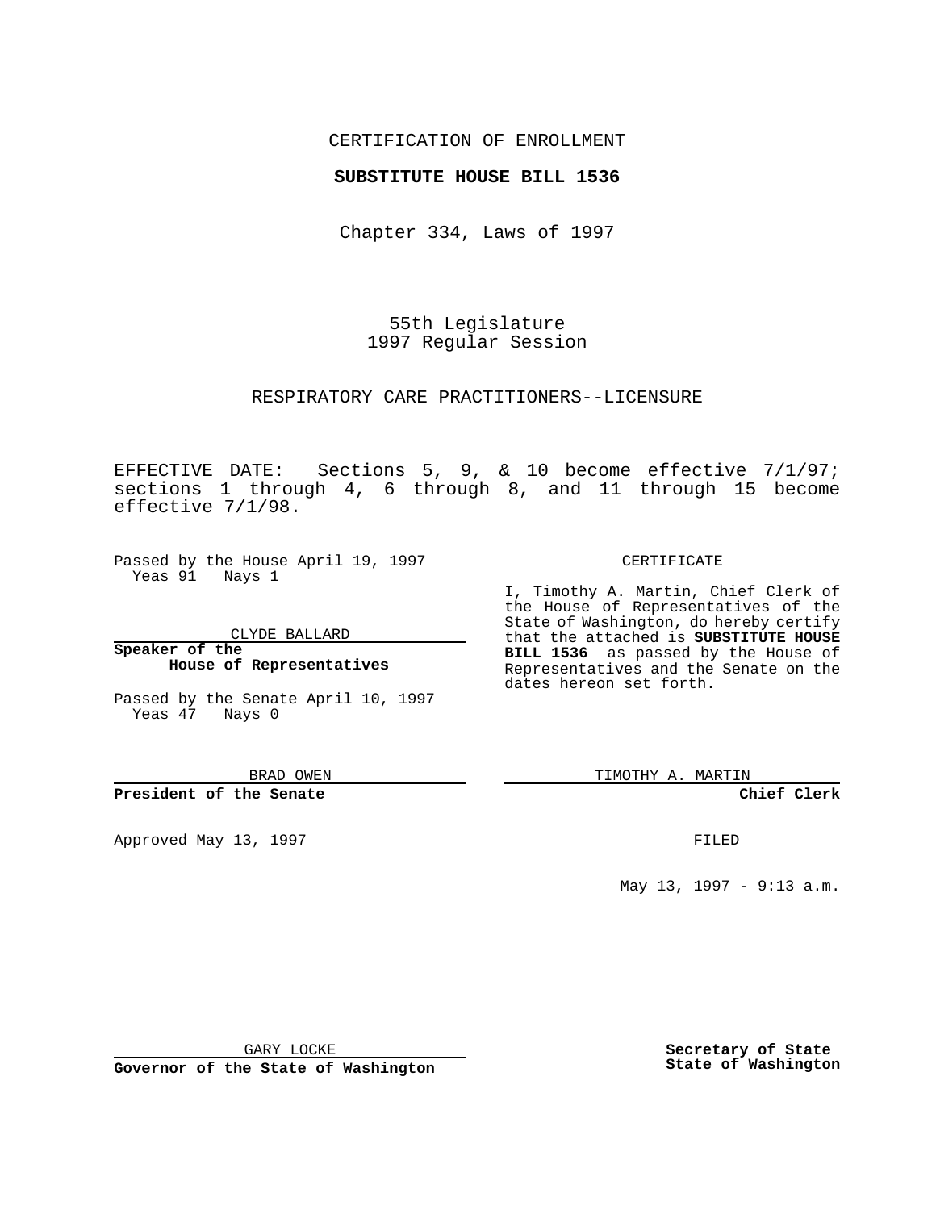CERTIFICATION OF ENROLLMENT

**SUBSTITUTE HOUSE BILL 1536**

Chapter 334, Laws of 1997

55th Legislature
1997 Regular Session

RESPIRATORY CARE PRACTITIONERS--LICENSURE

EFFECTIVE DATE: Sections 5, 9, & 10 become effective 7/1/97; sections 1 through 4, 6 through 8, and 11 through 15 become effective 7/1/98.

Passed by the House April 19, 1997
Yeas 91 Nays 1

CLYDE BALLARD

**Speaker of the House of Representatives**

Passed by the Senate April 10, 1997
Yeas 47 Nays 0

BRAD OWEN

**President of the Senate**

Approved May 13, 1997

GARY LOCKE

**Governor of the State of Washington**

CERTIFICATE

I, Timothy A. Martin, Chief Clerk of the House of Representatives of the State of Washington, do hereby certify that the attached is **SUBSTITUTE HOUSE BILL 1536** as passed by the House of Representatives and the Senate on the dates hereon set forth.

TIMOTHY A. MARTIN

**Chief Clerk**

FILED

May 13, 1997 - 9:13 a.m.

**Secretary of State**
**State of Washington**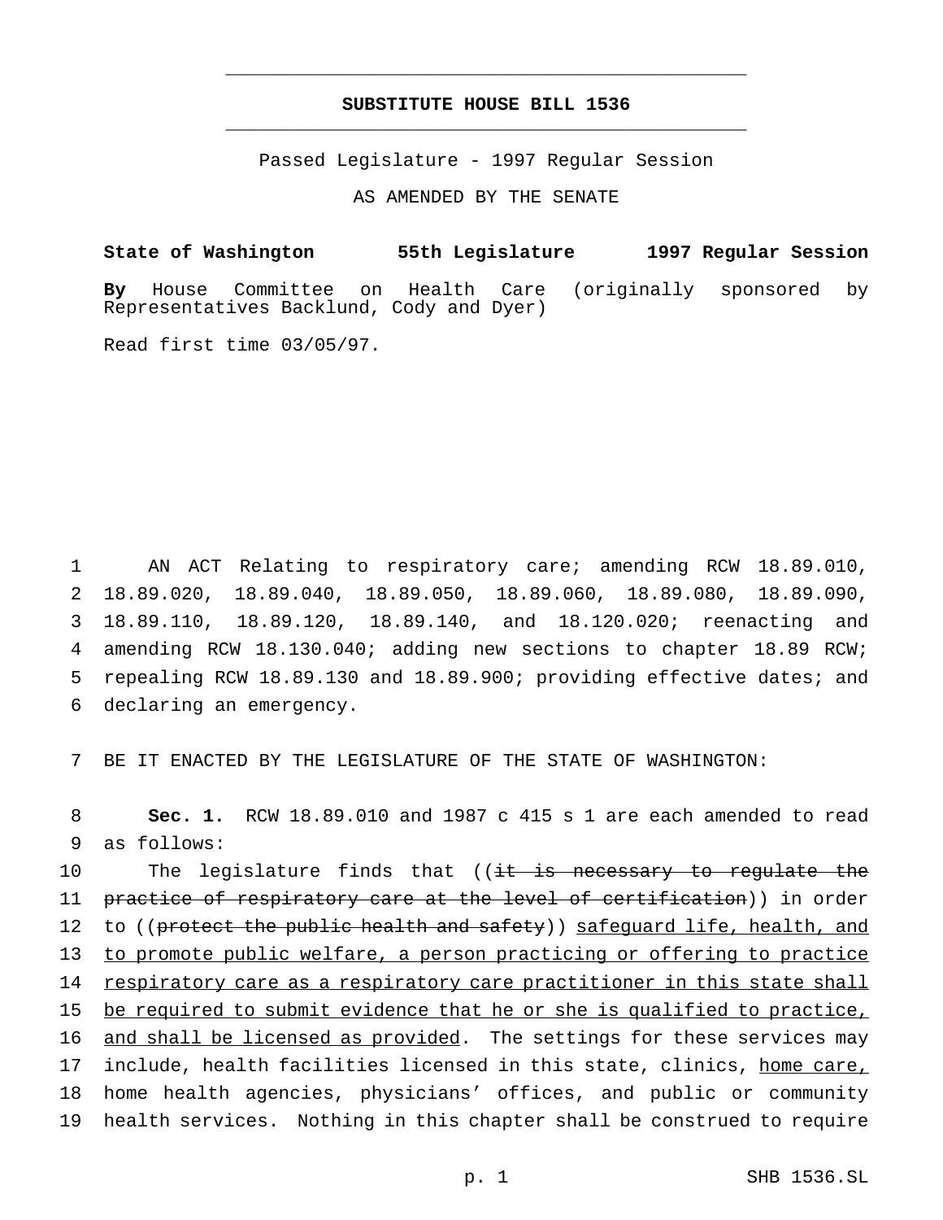# SUBSTITUTE HOUSE BILL 1536

Passed Legislature - 1997 Regular Session

AS AMENDED BY THE SENATE

**State of Washington 55th Legislature 1997 Regular Session**

**By** House Committee on Health Care (originally sponsored by Representatives Backlund, Cody and Dyer)

Read first time 03/05/97.

AN ACT Relating to respiratory care; amending RCW 18.89.010, 18.89.020, 18.89.040, 18.89.050, 18.89.060, 18.89.080, 18.89.090, 18.89.110, 18.89.120, 18.89.140, and 18.120.020; reenacting and amending RCW 18.130.040; adding new sections to chapter 18.89 RCW; repealing RCW 18.89.130 and 18.89.900; providing effective dates; and declaring an emergency.

BE IT ENACTED BY THE LEGISLATURE OF THE STATE OF WASHINGTON:

**Sec. 1.** RCW 18.89.010 and 1987 c 415 s 1 are each amended to read as follows:

The legislature finds that ((~~it is necessary to regulate the practice of respiratory care at the level of certification~~)) in order to ((~~protect the public health and safety~~)) safeguard life, health, and to promote public welfare, a person practicing or offering to practice respiratory care as a respiratory care practitioner in this state shall be required to submit evidence that he or she is qualified to practice, and shall be licensed as provided. The settings for these services may include, health facilities licensed in this state, clinics, home care, home health agencies, physicians' offices, and public or community health services. Nothing in this chapter shall be construed to require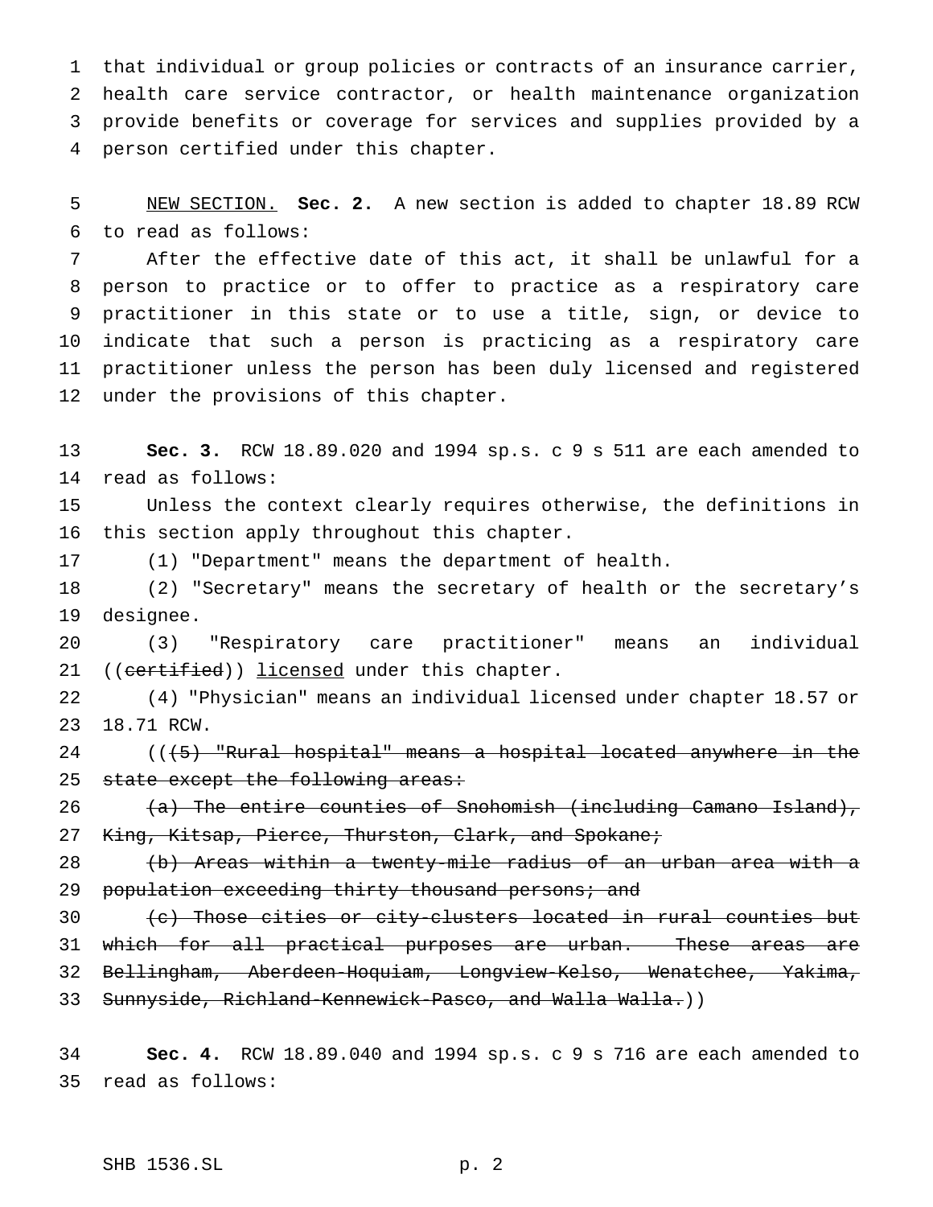that individual or group policies or contracts of an insurance carrier, health care service contractor, or health maintenance organization provide benefits or coverage for services and supplies provided by a person certified under this chapter.

NEW SECTION. **Sec. 2.** A new section is added to chapter 18.89 RCW to read as follows:

After the effective date of this act, it shall be unlawful for a person to practice or to offer to practice as a respiratory care practitioner in this state or to use a title, sign, or device to indicate that such a person is practicing as a respiratory care practitioner unless the person has been duly licensed and registered under the provisions of this chapter.

**Sec. 3.** RCW 18.89.020 and 1994 sp.s. c 9 s 511 are each amended to read as follows:

Unless the context clearly requires otherwise, the definitions in this section apply throughout this chapter.

(1) "Department" means the department of health.

(2) "Secretary" means the secretary of health or the secretary's designee.

(3) "Respiratory care practitioner" means an individual ((~~certified~~)) licensed under this chapter.

(4) "Physician" means an individual licensed under chapter 18.57 or 18.71 RCW.

((~~(5) "Rural hospital" means a hospital located anywhere in the state except the following areas:~~

~~(a) The entire counties of Snohomish (including Camano Island), King, Kitsap, Pierce, Thurston, Clark, and Spokane;~~

~~(b) Areas within a twenty-mile radius of an urban area with a population exceeding thirty thousand persons; and~~

~~(c) Those cities or city-clusters located in rural counties but which for all practical purposes are urban. These areas are Bellingham, Aberdeen-Hoquiam, Longview-Kelso, Wenatchee, Yakima, Sunnyside, Richland-Kennewick-Pasco, and Walla Walla.~~))

**Sec. 4.** RCW 18.89.040 and 1994 sp.s. c 9 s 716 are each amended to read as follows: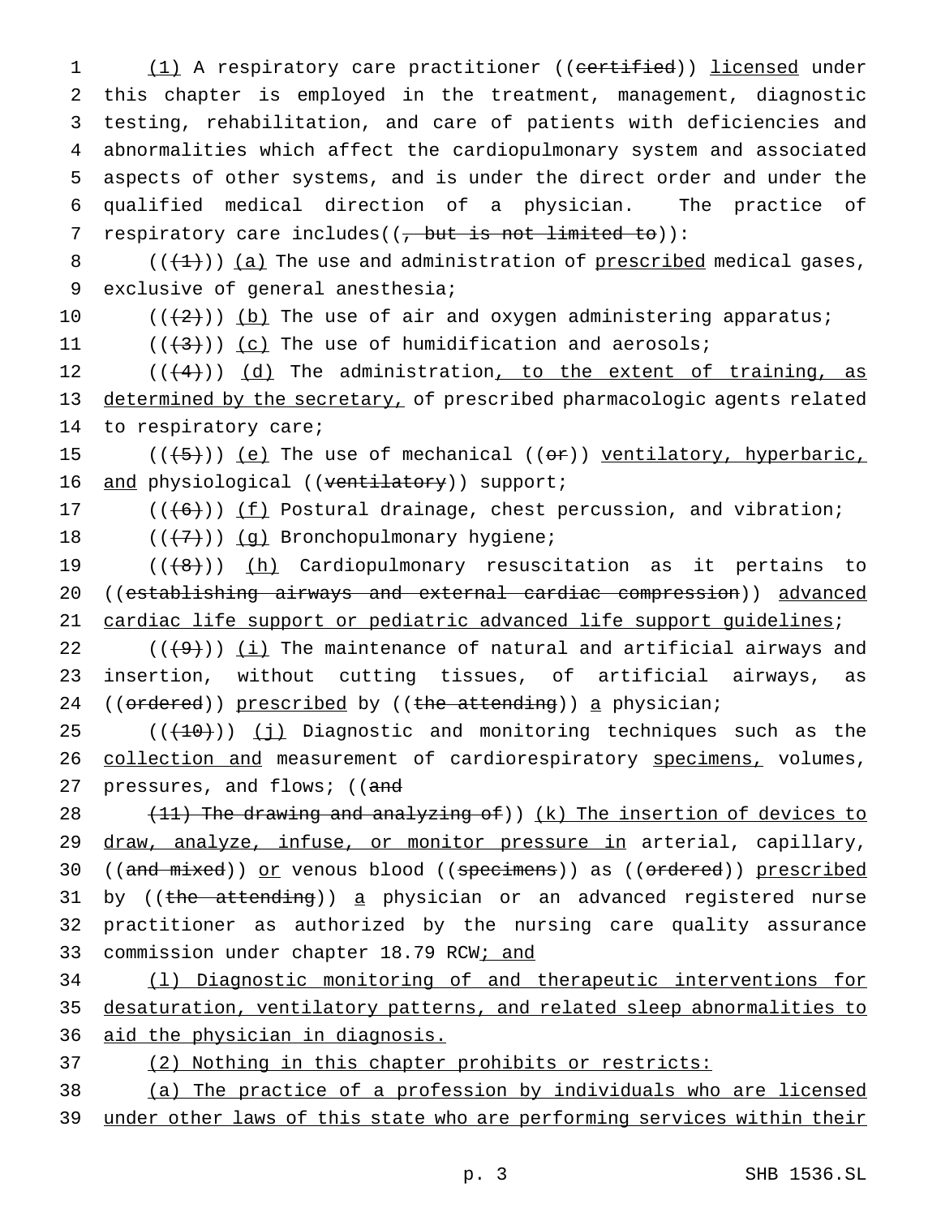<u>(1)</u> A respiratory care practitioner ((~~certified~~)) <u>licensed</u> under this chapter is employed in the treatment, management, diagnostic testing, rehabilitation, and care of patients with deficiencies and abnormalities which affect the cardiopulmonary system and associated aspects of other systems, and is under the direct order and under the qualified medical direction of a physician. The practice of respiratory care includes((~~, but is not limited to~~)):

((~~(1)~~)) <u>(a)</u> The use and administration of <u>prescribed</u> medical gases, exclusive of general anesthesia;

((~~(2)~~)) <u>(b)</u> The use of air and oxygen administering apparatus;

((~~(3)~~)) <u>(c)</u> The use of humidification and aerosols;

((~~(4)~~)) <u>(d)</u> The administration<u>, to the extent of training, as determined by the secretary,</u> of prescribed pharmacologic agents related to respiratory care;

((~~(5)~~)) <u>(e)</u> The use of mechanical ((~~or~~)) <u>ventilatory, hyperbaric, and</u> physiological ((~~ventilatory~~)) support;

((~~(6)~~)) <u>(f)</u> Postural drainage, chest percussion, and vibration;

((~~(7)~~)) <u>(g)</u> Bronchopulmonary hygiene;

((~~(8)~~)) <u>(h)</u> Cardiopulmonary resuscitation as it pertains to ((~~establishing airways and external cardiac compression~~)) <u>advanced cardiac life support or pediatric advanced life support guidelines</u>;

((~~(9)~~)) <u>(i)</u> The maintenance of natural and artificial airways and insertion, without cutting tissues, of artificial airways, as ((~~ordered~~)) <u>prescribed</u> by ((~~the attending~~)) <u>a</u> physician;

((~~(10)~~)) <u>(j)</u> Diagnostic and monitoring techniques such as the <u>collection and</u> measurement of cardiorespiratory <u>specimens,</u> volumes, pressures, and flows; ((~~and~~

~~(11) The drawing and analyzing of~~)) <u>(k) The insertion of devices to draw, analyze, infuse, or monitor pressure in</u> arterial, capillary, ((~~and mixed~~)) <u>or</u> venous blood ((~~specimens~~)) as ((~~ordered~~)) <u>prescribed</u> by ((~~the attending~~)) <u>a</u> physician or an advanced registered nurse practitioner as authorized by the nursing care quality assurance commission under chapter 18.79 RCW<u>; and</u>

<u>(l) Diagnostic monitoring of and therapeutic interventions for desaturation, ventilatory patterns, and related sleep abnormalities to aid the physician in diagnosis.</u>

<u>(2) Nothing in this chapter prohibits or restricts:</u>

<u>(a) The practice of a profession by individuals who are licensed under other laws of this state who are performing services within their</u>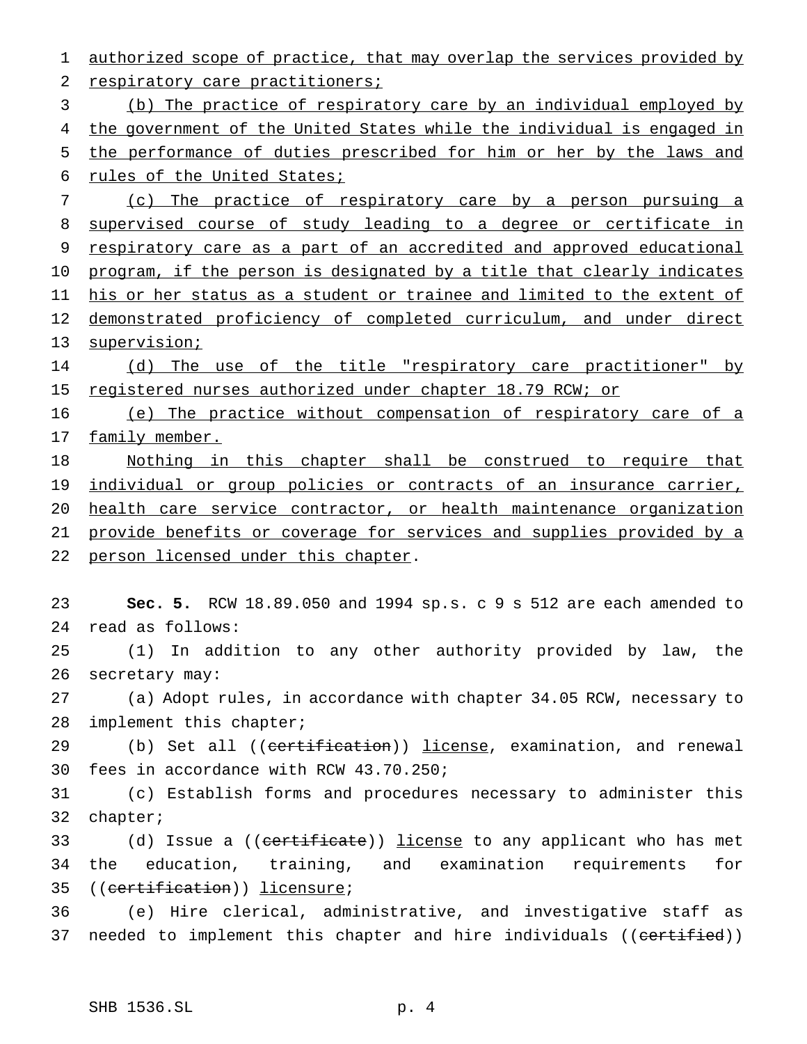authorized scope of practice, that may overlap the services provided by respiratory care practitioners;

(b) The practice of respiratory care by an individual employed by the government of the United States while the individual is engaged in the performance of duties prescribed for him or her by the laws and rules of the United States;

(c) The practice of respiratory care by a person pursuing a supervised course of study leading to a degree or certificate in respiratory care as a part of an accredited and approved educational program, if the person is designated by a title that clearly indicates his or her status as a student or trainee and limited to the extent of demonstrated proficiency of completed curriculum, and under direct supervision;

(d) The use of the title "respiratory care practitioner" by registered nurses authorized under chapter 18.79 RCW; or

(e) The practice without compensation of respiratory care of a family member.

Nothing in this chapter shall be construed to require that individual or group policies or contracts of an insurance carrier, health care service contractor, or health maintenance organization provide benefits or coverage for services and supplies provided by a person licensed under this chapter.

**Sec. 5.** RCW 18.89.050 and 1994 sp.s. c 9 s 512 are each amended to read as follows:

(1) In addition to any other authority provided by law, the secretary may:

(a) Adopt rules, in accordance with chapter 34.05 RCW, necessary to implement this chapter;

(b) Set all ((~~certification~~)) license, examination, and renewal fees in accordance with RCW 43.70.250;

(c) Establish forms and procedures necessary to administer this chapter;

(d) Issue a ((~~certificate~~)) license to any applicant who has met the education, training, and examination requirements for ((~~certification~~)) licensure;

(e) Hire clerical, administrative, and investigative staff as needed to implement this chapter and hire individuals ((~~certified~~))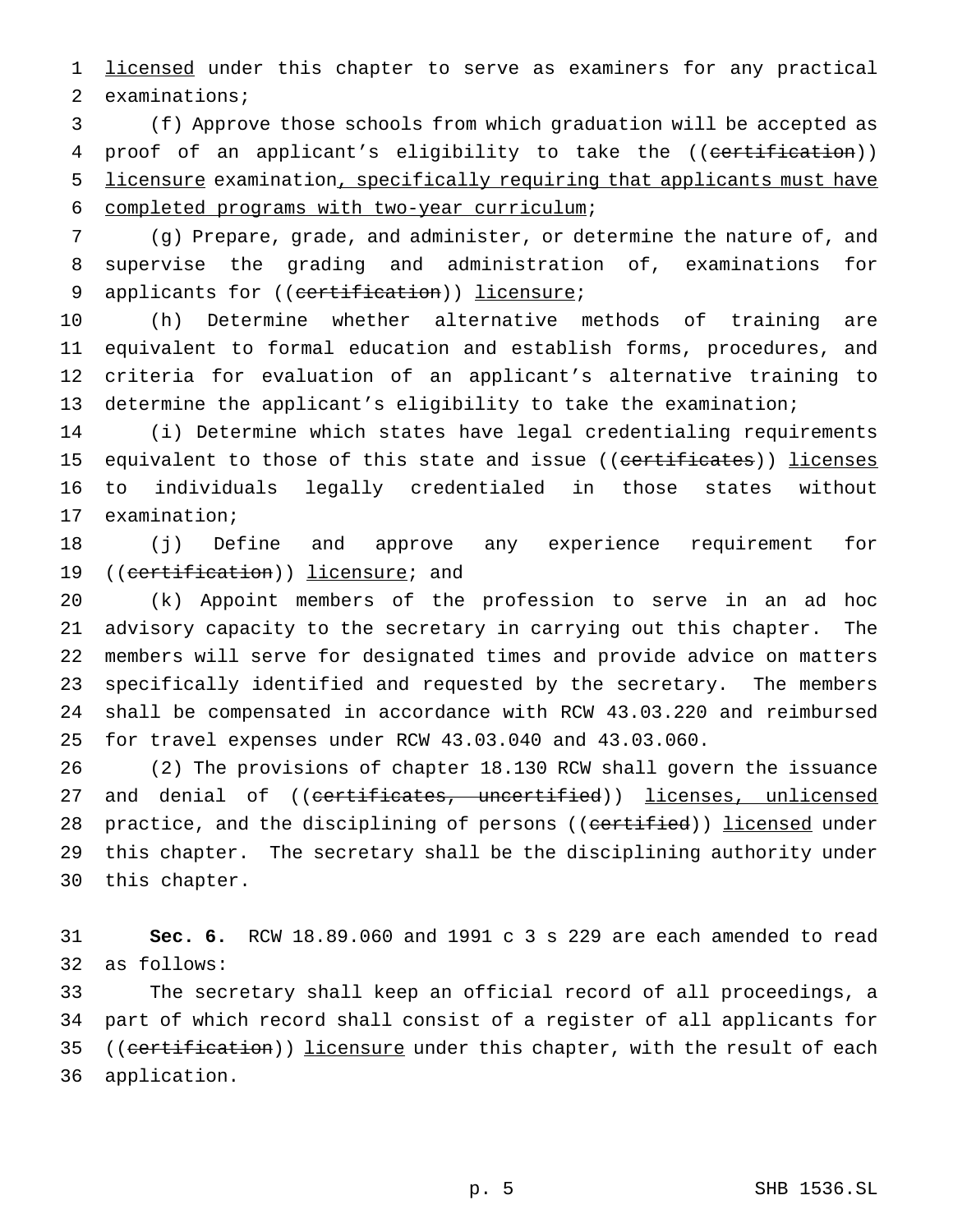licensed under this chapter to serve as examiners for any practical examinations;

(f) Approve those schools from which graduation will be accepted as proof of an applicant's eligibility to take the ((~~certification~~)) licensure examination, specifically requiring that applicants must have completed programs with two-year curriculum;

(g) Prepare, grade, and administer, or determine the nature of, and supervise the grading and administration of, examinations for applicants for ((~~certification~~)) licensure;

(h) Determine whether alternative methods of training are equivalent to formal education and establish forms, procedures, and criteria for evaluation of an applicant's alternative training to determine the applicant's eligibility to take the examination;

(i) Determine which states have legal credentialing requirements equivalent to those of this state and issue ((~~certificates~~)) licenses to individuals legally credentialed in those states without examination;

(j) Define and approve any experience requirement for ((~~certification~~)) licensure; and

(k) Appoint members of the profession to serve in an ad hoc advisory capacity to the secretary in carrying out this chapter. The members will serve for designated times and provide advice on matters specifically identified and requested by the secretary. The members shall be compensated in accordance with RCW 43.03.220 and reimbursed for travel expenses under RCW 43.03.040 and 43.03.060.

(2) The provisions of chapter 18.130 RCW shall govern the issuance and denial of ((~~certificates, uncertified~~)) licenses, unlicensed practice, and the disciplining of persons ((~~certified~~)) licensed under this chapter. The secretary shall be the disciplining authority under this chapter.

**Sec. 6.** RCW 18.89.060 and 1991 c 3 s 229 are each amended to read as follows:

The secretary shall keep an official record of all proceedings, a part of which record shall consist of a register of all applicants for ((~~certification~~)) licensure under this chapter, with the result of each application.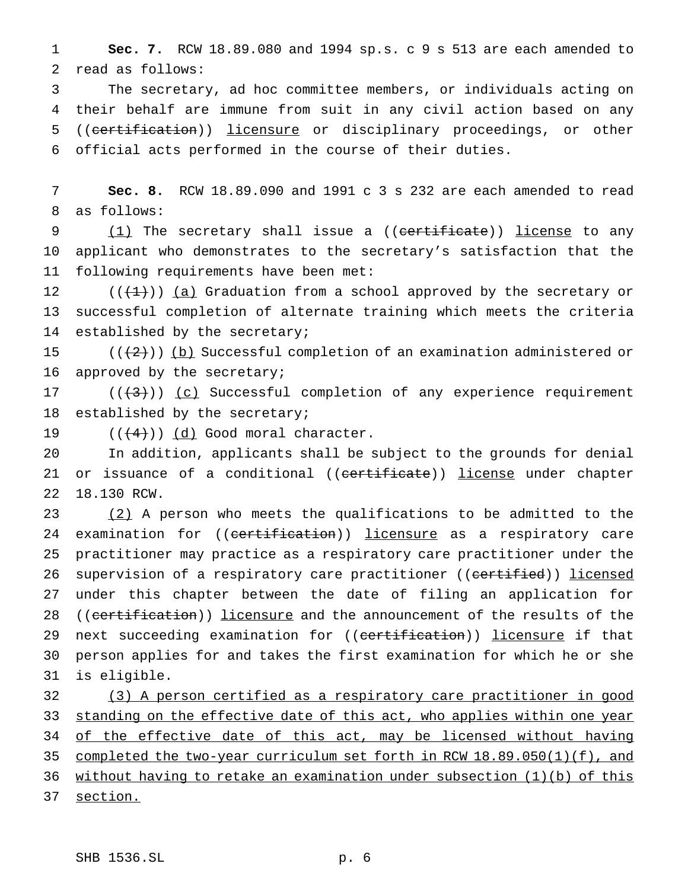**Sec. 7.** RCW 18.89.080 and 1994 sp.s. c 9 s 513 are each amended to read as follows:

The secretary, ad hoc committee members, or individuals acting on their behalf are immune from suit in any civil action based on any ((~~certification~~)) <u>licensure</u> or disciplinary proceedings, or other official acts performed in the course of their duties.

**Sec. 8.** RCW 18.89.090 and 1991 c 3 s 232 are each amended to read as follows:

<u>(1)</u> The secretary shall issue a ((~~certificate~~)) <u>license</u> to any applicant who demonstrates to the secretary's satisfaction that the following requirements have been met:

((~~(1)~~)) <u>(a)</u> Graduation from a school approved by the secretary or successful completion of alternate training which meets the criteria established by the secretary;

((~~(2)~~)) <u>(b)</u> Successful completion of an examination administered or approved by the secretary;

((~~(3)~~)) <u>(c)</u> Successful completion of any experience requirement established by the secretary;

((~~(4)~~)) <u>(d)</u> Good moral character.

In addition, applicants shall be subject to the grounds for denial or issuance of a conditional ((~~certificate~~)) <u>license</u> under chapter 18.130 RCW.

<u>(2)</u> A person who meets the qualifications to be admitted to the examination for ((~~certification~~)) <u>licensure</u> as a respiratory care practitioner may practice as a respiratory care practitioner under the supervision of a respiratory care practitioner ((~~certified~~)) <u>licensed</u> under this chapter between the date of filing an application for ((~~certification~~)) <u>licensure</u> and the announcement of the results of the next succeeding examination for ((~~certification~~)) <u>licensure</u> if that person applies for and takes the first examination for which he or she is eligible.

<u>(3) A person certified as a respiratory care practitioner in good standing on the effective date of this act, who applies within one year of the effective date of this act, may be licensed without having completed the two-year curriculum set forth in RCW 18.89.050(1)(f), and without having to retake an examination under subsection (1)(b) of this section.</u>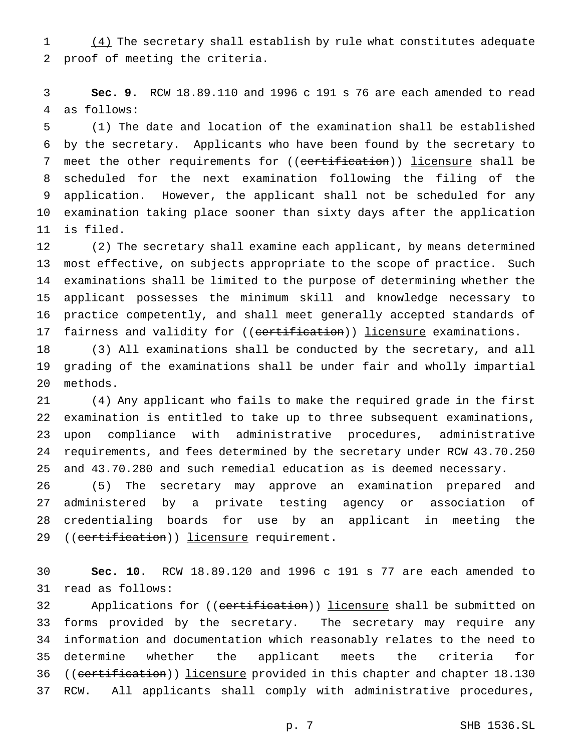(4) The secretary shall establish by rule what constitutes adequate proof of meeting the criteria.

**Sec. 9.** RCW 18.89.110 and 1996 c 191 s 76 are each amended to read as follows:

(1) The date and location of the examination shall be established by the secretary. Applicants who have been found by the secretary to meet the other requirements for ((~~certification~~)) licensure shall be scheduled for the next examination following the filing of the application. However, the applicant shall not be scheduled for any examination taking place sooner than sixty days after the application is filed.

(2) The secretary shall examine each applicant, by means determined most effective, on subjects appropriate to the scope of practice. Such examinations shall be limited to the purpose of determining whether the applicant possesses the minimum skill and knowledge necessary to practice competently, and shall meet generally accepted standards of fairness and validity for ((~~certification~~)) licensure examinations.

(3) All examinations shall be conducted by the secretary, and all grading of the examinations shall be under fair and wholly impartial methods.

(4) Any applicant who fails to make the required grade in the first examination is entitled to take up to three subsequent examinations, upon compliance with administrative procedures, administrative requirements, and fees determined by the secretary under RCW 43.70.250 and 43.70.280 and such remedial education as is deemed necessary.

(5) The secretary may approve an examination prepared and administered by a private testing agency or association of credentialing boards for use by an applicant in meeting the ((~~certification~~)) licensure requirement.

**Sec. 10.** RCW 18.89.120 and 1996 c 191 s 77 are each amended to read as follows:

Applications for ((~~certification~~)) licensure shall be submitted on forms provided by the secretary. The secretary may require any information and documentation which reasonably relates to the need to determine whether the applicant meets the criteria for ((~~certification~~)) licensure provided in this chapter and chapter 18.130 RCW. All applicants shall comply with administrative procedures,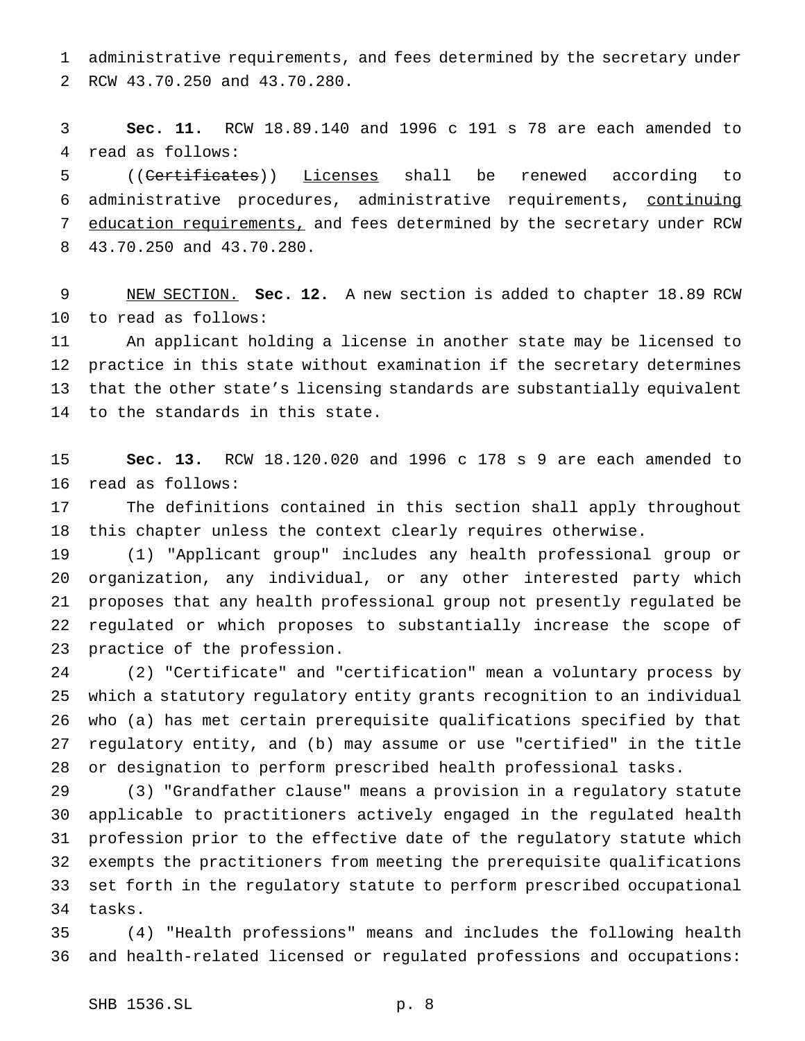administrative requirements, and fees determined by the secretary under RCW 43.70.250 and 43.70.280.

**Sec. 11.** RCW 18.89.140 and 1996 c 191 s 78 are each amended to read as follows:

((~~Certificates~~)) Licenses shall be renewed according to administrative procedures, administrative requirements, continuing education requirements, and fees determined by the secretary under RCW 43.70.250 and 43.70.280.

NEW SECTION. **Sec. 12.** A new section is added to chapter 18.89 RCW to read as follows:

An applicant holding a license in another state may be licensed to practice in this state without examination if the secretary determines that the other state's licensing standards are substantially equivalent to the standards in this state.

**Sec. 13.** RCW 18.120.020 and 1996 c 178 s 9 are each amended to read as follows:

The definitions contained in this section shall apply throughout this chapter unless the context clearly requires otherwise.

(1) "Applicant group" includes any health professional group or organization, any individual, or any other interested party which proposes that any health professional group not presently regulated be regulated or which proposes to substantially increase the scope of practice of the profession.

(2) "Certificate" and "certification" mean a voluntary process by which a statutory regulatory entity grants recognition to an individual who (a) has met certain prerequisite qualifications specified by that regulatory entity, and (b) may assume or use "certified" in the title or designation to perform prescribed health professional tasks.

(3) "Grandfather clause" means a provision in a regulatory statute applicable to practitioners actively engaged in the regulated health profession prior to the effective date of the regulatory statute which exempts the practitioners from meeting the prerequisite qualifications set forth in the regulatory statute to perform prescribed occupational tasks.

(4) "Health professions" means and includes the following health and health-related licensed or regulated professions and occupations: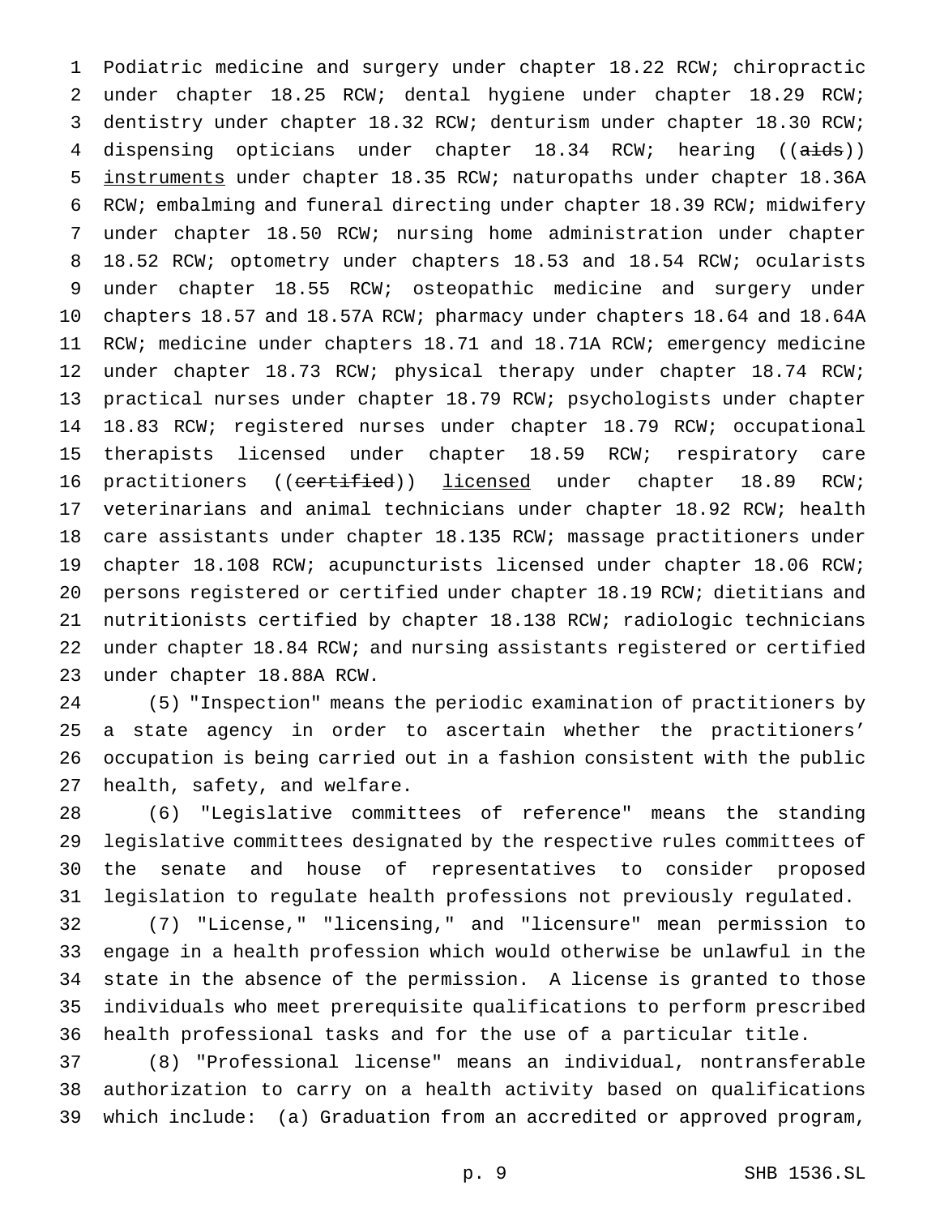Podiatric medicine and surgery under chapter 18.22 RCW; chiropractic under chapter 18.25 RCW; dental hygiene under chapter 18.29 RCW; dentistry under chapter 18.32 RCW; denturism under chapter 18.30 RCW; dispensing opticians under chapter 18.34 RCW; hearing ((~~aids~~)) instruments under chapter 18.35 RCW; naturopaths under chapter 18.36A RCW; embalming and funeral directing under chapter 18.39 RCW; midwifery under chapter 18.50 RCW; nursing home administration under chapter 18.52 RCW; optometry under chapters 18.53 and 18.54 RCW; ocularists under chapter 18.55 RCW; osteopathic medicine and surgery under chapters 18.57 and 18.57A RCW; pharmacy under chapters 18.64 and 18.64A RCW; medicine under chapters 18.71 and 18.71A RCW; emergency medicine under chapter 18.73 RCW; physical therapy under chapter 18.74 RCW; practical nurses under chapter 18.79 RCW; psychologists under chapter 18.83 RCW; registered nurses under chapter 18.79 RCW; occupational therapists licensed under chapter 18.59 RCW; respiratory care practitioners ((~~certified~~)) licensed under chapter 18.89 RCW; veterinarians and animal technicians under chapter 18.92 RCW; health care assistants under chapter 18.135 RCW; massage practitioners under chapter 18.108 RCW; acupuncturists licensed under chapter 18.06 RCW; persons registered or certified under chapter 18.19 RCW; dietitians and nutritionists certified by chapter 18.138 RCW; radiologic technicians under chapter 18.84 RCW; and nursing assistants registered or certified under chapter 18.88A RCW.

(5) "Inspection" means the periodic examination of practitioners by a state agency in order to ascertain whether the practitioners' occupation is being carried out in a fashion consistent with the public health, safety, and welfare.

(6) "Legislative committees of reference" means the standing legislative committees designated by the respective rules committees of the senate and house of representatives to consider proposed legislation to regulate health professions not previously regulated.

(7) "License," "licensing," and "licensure" mean permission to engage in a health profession which would otherwise be unlawful in the state in the absence of the permission. A license is granted to those individuals who meet prerequisite qualifications to perform prescribed health professional tasks and for the use of a particular title.

(8) "Professional license" means an individual, nontransferable authorization to carry on a health activity based on qualifications which include: (a) Graduation from an accredited or approved program,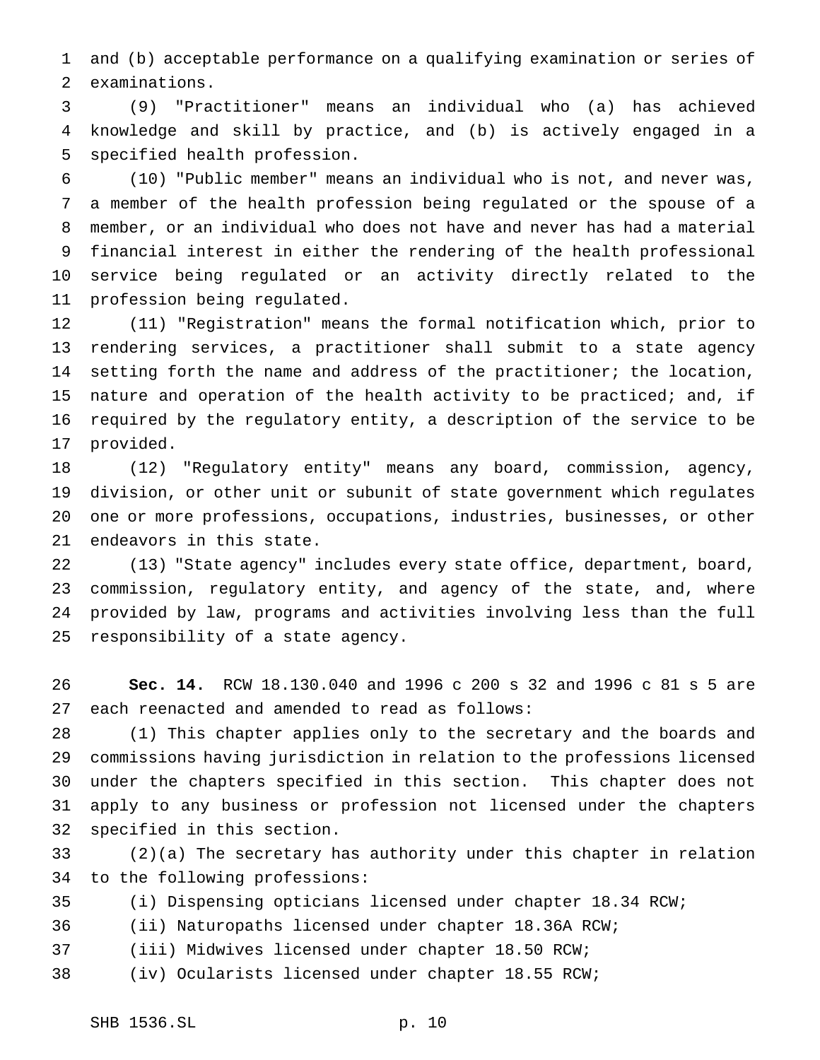and (b) acceptable performance on a qualifying examination or series of examinations.

(9) "Practitioner" means an individual who (a) has achieved knowledge and skill by practice, and (b) is actively engaged in a specified health profession.

(10) "Public member" means an individual who is not, and never was, a member of the health profession being regulated or the spouse of a member, or an individual who does not have and never has had a material financial interest in either the rendering of the health professional service being regulated or an activity directly related to the profession being regulated.

(11) "Registration" means the formal notification which, prior to rendering services, a practitioner shall submit to a state agency setting forth the name and address of the practitioner; the location, nature and operation of the health activity to be practiced; and, if required by the regulatory entity, a description of the service to be provided.

(12) "Regulatory entity" means any board, commission, agency, division, or other unit or subunit of state government which regulates one or more professions, occupations, industries, businesses, or other endeavors in this state.

(13) "State agency" includes every state office, department, board, commission, regulatory entity, and agency of the state, and, where provided by law, programs and activities involving less than the full responsibility of a state agency.

**Sec. 14.** RCW 18.130.040 and 1996 c 200 s 32 and 1996 c 81 s 5 are each reenacted and amended to read as follows:

(1) This chapter applies only to the secretary and the boards and commissions having jurisdiction in relation to the professions licensed under the chapters specified in this section. This chapter does not apply to any business or profession not licensed under the chapters specified in this section.

(2)(a) The secretary has authority under this chapter in relation to the following professions:

(i) Dispensing opticians licensed under chapter 18.34 RCW;

(ii) Naturopaths licensed under chapter 18.36A RCW;

(iii) Midwives licensed under chapter 18.50 RCW;

(iv) Ocularists licensed under chapter 18.55 RCW;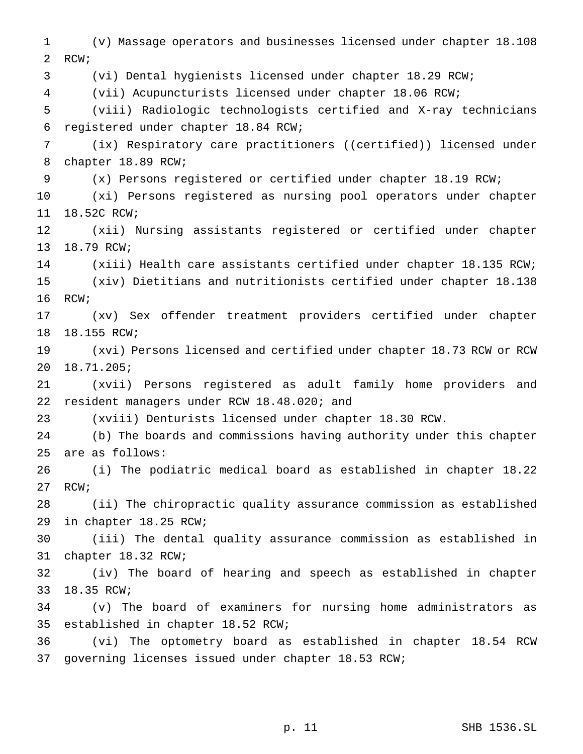(v) Massage operators and businesses licensed under chapter 18.108 RCW;

(vi) Dental hygienists licensed under chapter 18.29 RCW;

(vii) Acupuncturists licensed under chapter 18.06 RCW;

(viii) Radiologic technologists certified and X-ray technicians registered under chapter 18.84 RCW;

(ix) Respiratory care practitioners ((~~certified~~)) licensed under chapter 18.89 RCW;

(x) Persons registered or certified under chapter 18.19 RCW;

(xi) Persons registered as nursing pool operators under chapter 18.52C RCW;

(xii) Nursing assistants registered or certified under chapter 18.79 RCW;

(xiii) Health care assistants certified under chapter 18.135 RCW;

(xiv) Dietitians and nutritionists certified under chapter 18.138 RCW;

(xv) Sex offender treatment providers certified under chapter 18.155 RCW;

(xvi) Persons licensed and certified under chapter 18.73 RCW or RCW 18.71.205;

(xvii) Persons registered as adult family home providers and resident managers under RCW 18.48.020; and

(xviii) Denturists licensed under chapter 18.30 RCW.

(b) The boards and commissions having authority under this chapter are as follows:

(i) The podiatric medical board as established in chapter 18.22 RCW;

(ii) The chiropractic quality assurance commission as established in chapter 18.25 RCW;

(iii) The dental quality assurance commission as established in chapter 18.32 RCW;

(iv) The board of hearing and speech as established in chapter 18.35 RCW;

(v) The board of examiners for nursing home administrators as established in chapter 18.52 RCW;

(vi) The optometry board as established in chapter 18.54 RCW governing licenses issued under chapter 18.53 RCW;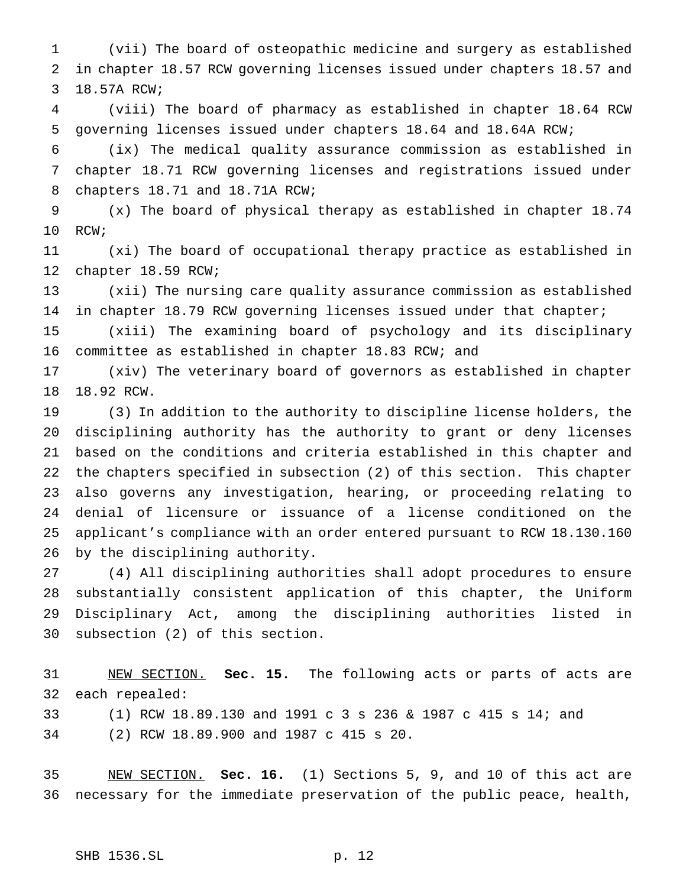(vii) The board of osteopathic medicine and surgery as established in chapter 18.57 RCW governing licenses issued under chapters 18.57 and 18.57A RCW;

(viii) The board of pharmacy as established in chapter 18.64 RCW governing licenses issued under chapters 18.64 and 18.64A RCW;

(ix) The medical quality assurance commission as established in chapter 18.71 RCW governing licenses and registrations issued under chapters 18.71 and 18.71A RCW;

(x) The board of physical therapy as established in chapter 18.74 RCW;

(xi) The board of occupational therapy practice as established in chapter 18.59 RCW;

(xii) The nursing care quality assurance commission as established in chapter 18.79 RCW governing licenses issued under that chapter;

(xiii) The examining board of psychology and its disciplinary committee as established in chapter 18.83 RCW; and

(xiv) The veterinary board of governors as established in chapter 18.92 RCW.

(3) In addition to the authority to discipline license holders, the disciplining authority has the authority to grant or deny licenses based on the conditions and criteria established in this chapter and the chapters specified in subsection (2) of this section. This chapter also governs any investigation, hearing, or proceeding relating to denial of licensure or issuance of a license conditioned on the applicant's compliance with an order entered pursuant to RCW 18.130.160 by the disciplining authority.

(4) All disciplining authorities shall adopt procedures to ensure substantially consistent application of this chapter, the Uniform Disciplinary Act, among the disciplining authorities listed in subsection (2) of this section.

NEW SECTION. **Sec. 15.** The following acts or parts of acts are each repealed:

(1) RCW 18.89.130 and 1991 c 3 s 236 & 1987 c 415 s 14; and

(2) RCW 18.89.900 and 1987 c 415 s 20.

NEW SECTION. **Sec. 16.** (1) Sections 5, 9, and 10 of this act are necessary for the immediate preservation of the public peace, health,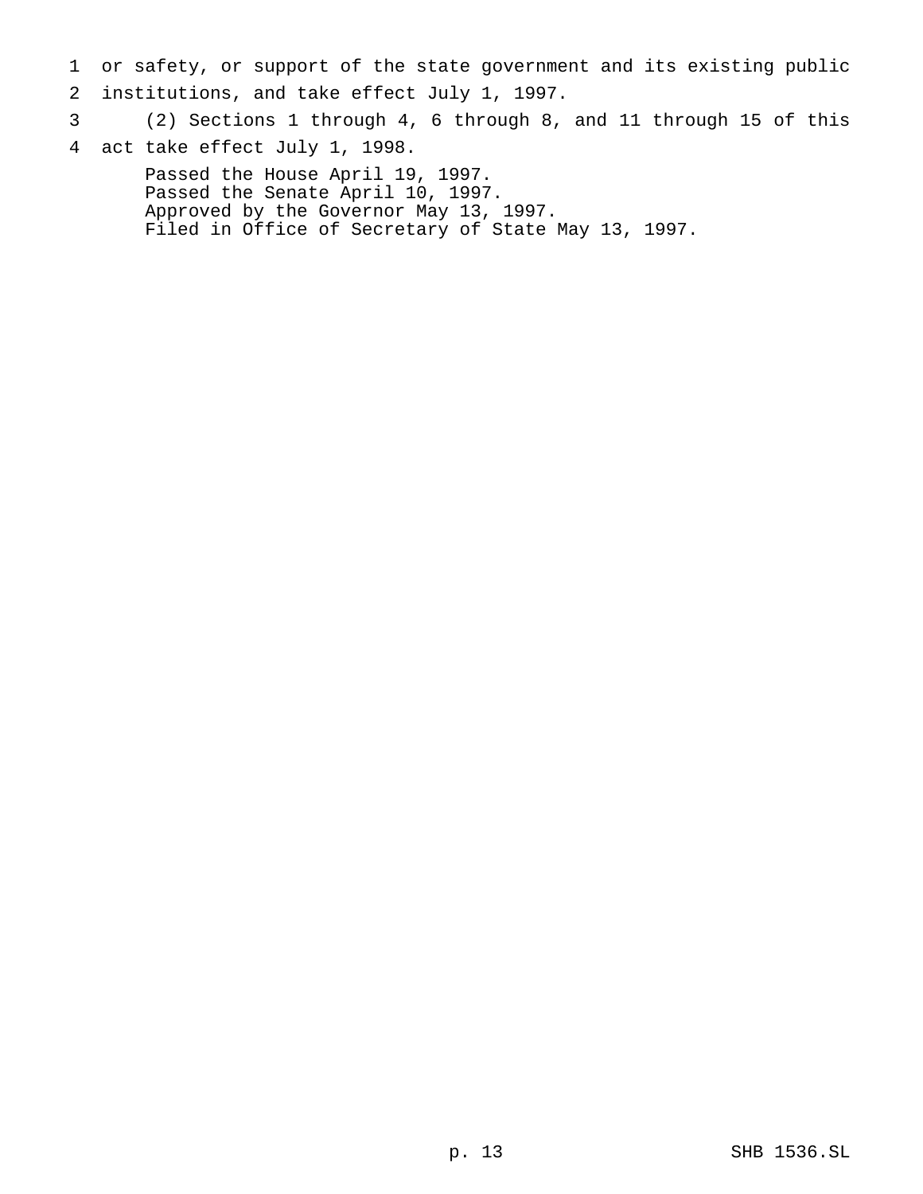or safety, or support of the state government and its existing public institutions, and take effect July 1, 1997.

(2) Sections 1 through 4, 6 through 8, and 11 through 15 of this act take effect July 1, 1998.

Passed the House April 19, 1997.
Passed the Senate April 10, 1997.
Approved by the Governor May 13, 1997.
Filed in Office of Secretary of State May 13, 1997.